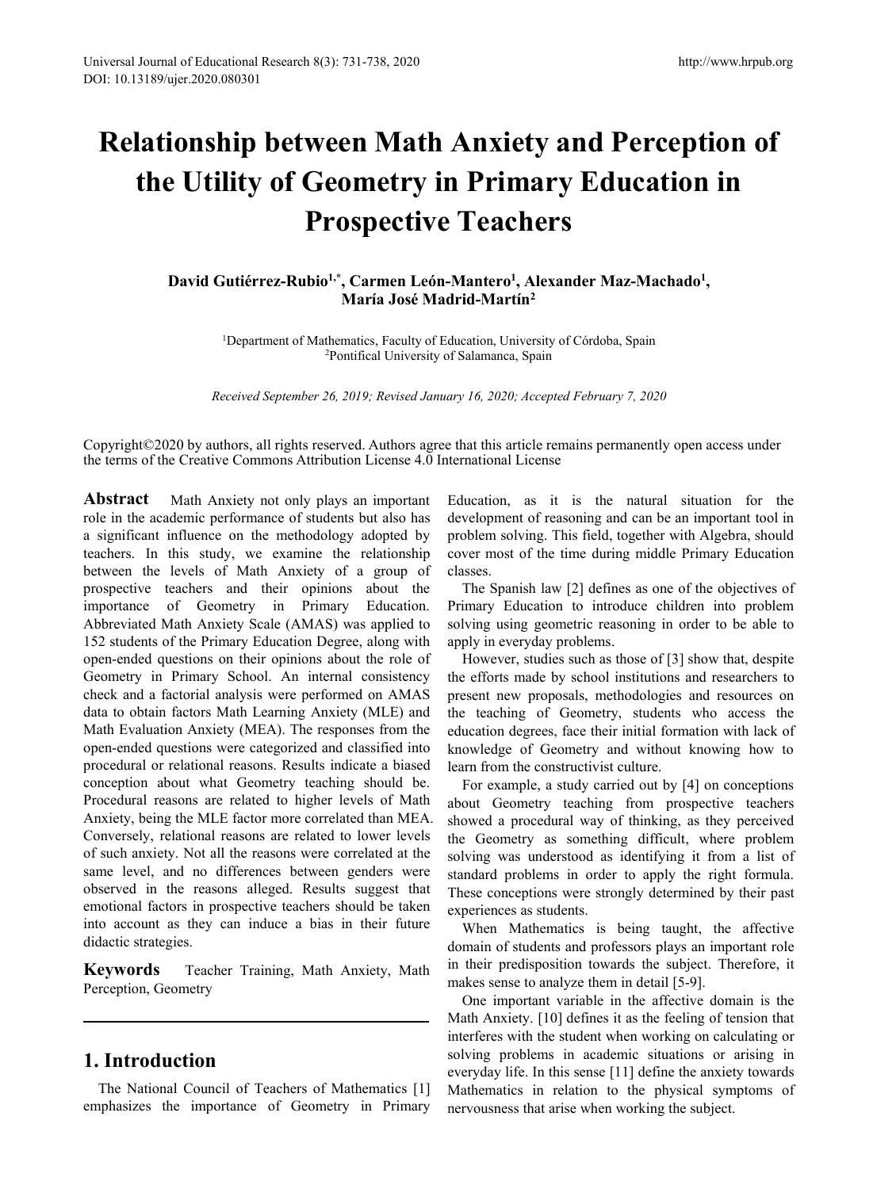# Relationship between Math Anxiety and Perception of the Utility of Geometry in Primary Education in Prospective Teachers

**David Gutiérrez-Rubio[1,*], Carmen León-Mantero[1], Alexander Maz-Machado[1], María José Madrid-Martín[2]**

[1]Department of Mathematics, Faculty of Education, University of Córdoba, Spain
[2]Pontifical University of Salamanca, Spain

*Received September 26, 2019; Revised January 16, 2020; Accepted February 7, 2020*

Copyright©2020 by authors, all rights reserved. Authors agree that this article remains permanently open access under the terms of the Creative Commons Attribution License 4.0 International License

**Abstract** Math Anxiety not only plays an important role in the academic performance of students but also has a significant influence on the methodology adopted by teachers. In this study, we examine the relationship between the levels of Math Anxiety of a group of prospective teachers and their opinions about the importance of Geometry in Primary Education. Abbreviated Math Anxiety Scale (AMAS) was applied to 152 students of the Primary Education Degree, along with open-ended questions on their opinions about the role of Geometry in Primary School. An internal consistency check and a factorial analysis were performed on AMAS data to obtain factors Math Learning Anxiety (MLE) and Math Evaluation Anxiety (MEA). The responses from the open-ended questions were categorized and classified into procedural or relational reasons. Results indicate a biased conception about what Geometry teaching should be. Procedural reasons are related to higher levels of Math Anxiety, being the MLE factor more correlated than MEA. Conversely, relational reasons are related to lower levels of such anxiety. Not all the reasons were correlated at the same level, and no differences between genders were observed in the reasons alleged. Results suggest that emotional factors in prospective teachers should be taken into account as they can induce a bias in their future didactic strategies.

**Keywords** Teacher Training, Math Anxiety, Math Perception, Geometry

## 1. Introduction

The National Council of Teachers of Mathematics [1] emphasizes the importance of Geometry in Primary Education, as it is the natural situation for the development of reasoning and can be an important tool in problem solving. This field, together with Algebra, should cover most of the time during middle Primary Education classes.

The Spanish law [2] defines as one of the objectives of Primary Education to introduce children into problem solving using geometric reasoning in order to be able to apply in everyday problems.

However, studies such as those of [3] show that, despite the efforts made by school institutions and researchers to present new proposals, methodologies and resources on the teaching of Geometry, students who access the education degrees, face their initial formation with lack of knowledge of Geometry and without knowing how to learn from the constructivist culture.

For example, a study carried out by [4] on conceptions about Geometry teaching from prospective teachers showed a procedural way of thinking, as they perceived the Geometry as something difficult, where problem solving was understood as identifying it from a list of standard problems in order to apply the right formula. These conceptions were strongly determined by their past experiences as students.

When Mathematics is being taught, the affective domain of students and professors plays an important role in their predisposition towards the subject. Therefore, it makes sense to analyze them in detail [5-9].

One important variable in the affective domain is the Math Anxiety. [10] defines it as the feeling of tension that interferes with the student when working on calculating or solving problems in academic situations or arising in everyday life. In this sense [11] define the anxiety towards Mathematics in relation to the physical symptoms of nervousness that arise when working the subject.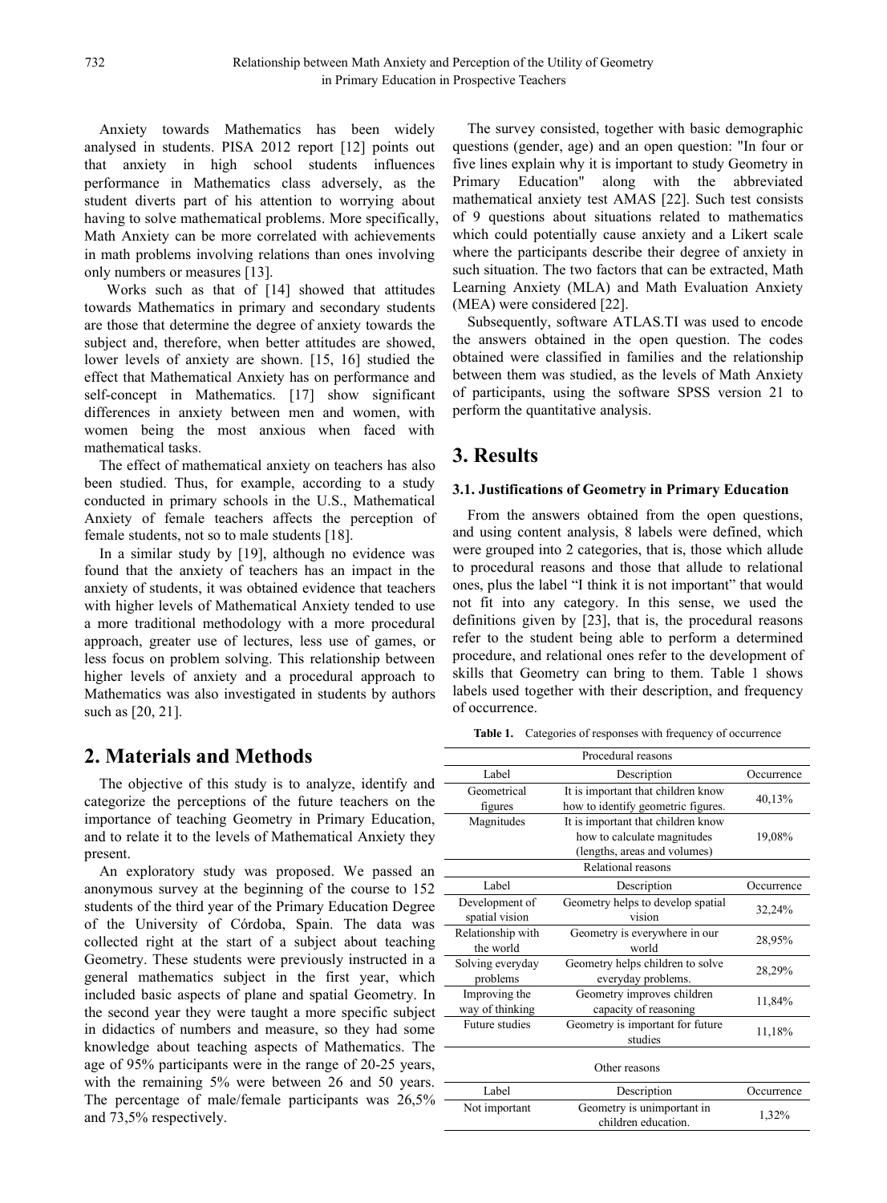Anxiety towards Mathematics has been widely analysed in students. PISA 2012 report [12] points out that anxiety in high school students influences performance in Mathematics class adversely, as the student diverts part of his attention to worrying about having to solve mathematical problems. More specifically, Math Anxiety can be more correlated with achievements in math problems involving relations than ones involving only numbers or measures [13].

Works such as that of [14] showed that attitudes towards Mathematics in primary and secondary students are those that determine the degree of anxiety towards the subject and, therefore, when better attitudes are showed, lower levels of anxiety are shown. [15, 16] studied the effect that Mathematical Anxiety has on performance and self-concept in Mathematics. [17] show significant differences in anxiety between men and women, with women being the most anxious when faced with mathematical tasks.

The effect of mathematical anxiety on teachers has also been studied. Thus, for example, according to a study conducted in primary schools in the U.S., Mathematical Anxiety of female teachers affects the perception of female students, not so to male students [18].

In a similar study by [19], although no evidence was found that the anxiety of teachers has an impact in the anxiety of students, it was obtained evidence that teachers with higher levels of Mathematical Anxiety tended to use a more traditional methodology with a more procedural approach, greater use of lectures, less use of games, or less focus on problem solving. This relationship between higher levels of anxiety and a procedural approach to Mathematics was also investigated in students by authors such as [20, 21].

## 2. Materials and Methods

The objective of this study is to analyze, identify and categorize the perceptions of the future teachers on the importance of teaching Geometry in Primary Education, and to relate it to the levels of Mathematical Anxiety they present.

An exploratory study was proposed. We passed an anonymous survey at the beginning of the course to 152 students of the third year of the Primary Education Degree of the University of Córdoba, Spain. The data was collected right at the start of a subject about teaching Geometry. These students were previously instructed in a general mathematics subject in the first year, which included basic aspects of plane and spatial Geometry. In the second year they were taught a more specific subject in didactics of numbers and measure, so they had some knowledge about teaching aspects of Mathematics. The age of 95% participants were in the range of 20-25 years, with the remaining 5% were between 26 and 50 years. The percentage of male/female participants was 26,5% and 73,5% respectively.

The survey consisted, together with basic demographic questions (gender, age) and an open question: "In four or five lines explain why it is important to study Geometry in Primary Education" along with the abbreviated mathematical anxiety test AMAS [22]. Such test consists of 9 questions about situations related to mathematics which could potentially cause anxiety and a Likert scale where the participants describe their degree of anxiety in such situation. The two factors that can be extracted, Math Learning Anxiety (MLA) and Math Evaluation Anxiety (MEA) were considered [22].

Subsequently, software ATLAS.TI was used to encode the answers obtained in the open question. The codes obtained were classified in families and the relationship between them was studied, as the levels of Math Anxiety of participants, using the software SPSS version 21 to perform the quantitative analysis.

## 3. Results

### 3.1. Justifications of Geometry in Primary Education

From the answers obtained from the open questions, and using content analysis, 8 labels were defined, which were grouped into 2 categories, that is, those which allude to procedural reasons and those that allude to relational ones, plus the label "I think it is not important" that would not fit into any category. In this sense, we used the definitions given by [23], that is, the procedural reasons refer to the student being able to perform a determined procedure, and relational ones refer to the development of skills that Geometry can bring to them. Table 1 shows labels used together with their description, and frequency of occurrence.

**Table 1.** Categories of responses with frequency of occurrence

| Procedural reasons | | |
|---|---|---|
| Label | Description | Occurrence |
| Geometrical figures | It is important that children know how to identify geometric figures. | 40,13% |
| Magnitudes | It is important that children know how to calculate magnitudes (lengths, areas and volumes) | 19,08% |
| **Relational reasons** | | |
| Label | Description | Occurrence |
| Development of spatial vision | Geometry helps to develop spatial vision | 32,24% |
| Relationship with the world | Geometry is everywhere in our world | 28,95% |
| Solving everyday problems | Geometry helps children to solve everyday problems. | 28,29% |
| Improving the way of thinking | Geometry improves children capacity of reasoning | 11,84% |
| Future studies | Geometry is important for future studies | 11,18% |
| **Other reasons** | | |
| Label | Description | Occurrence |
| Not important | Geometry is unimportant in children education. | 1,32% |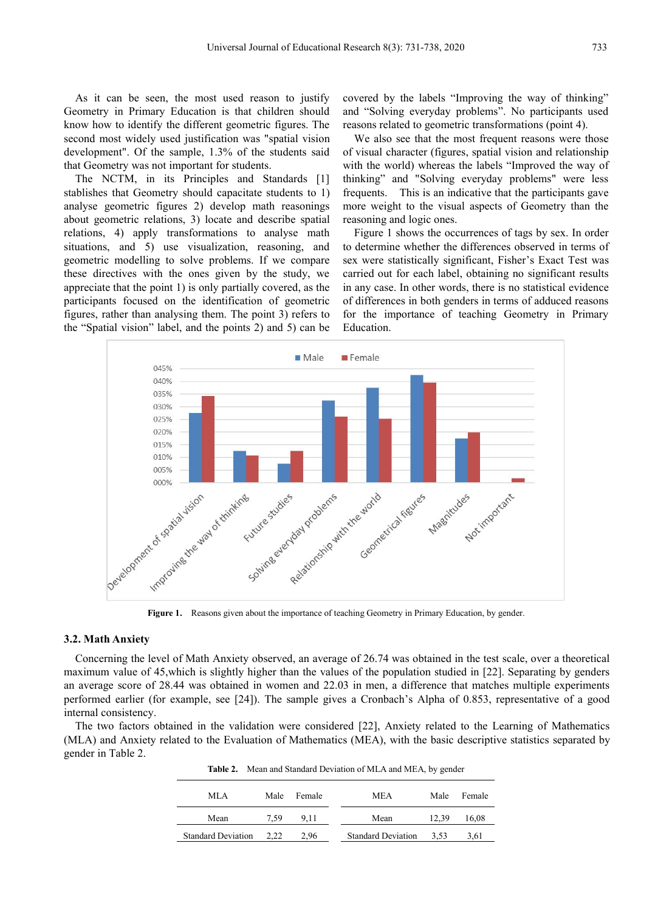As it can be seen, the most used reason to justify Geometry in Primary Education is that children should know how to identify the different geometric figures. The second most widely used justification was "spatial vision development". Of the sample, 1.3% of the students said that Geometry was not important for students.

The NCTM, in its Principles and Standards [1] stablishes that Geometry should capacitate students to 1) analyse geometric figures 2) develop math reasonings about geometric relations, 3) locate and describe spatial relations, 4) apply transformations to analyse math situations, and 5) use visualization, reasoning, and geometric modelling to solve problems. If we compare these directives with the ones given by the study, we appreciate that the point 1) is only partially covered, as the participants focused on the identification of geometric figures, rather than analysing them. The point 3) refers to the "Spatial vision" label, and the points 2) and 5) can be covered by the labels "Improving the way of thinking" and "Solving everyday problems". No participants used reasons related to geometric transformations (point 4).

We also see that the most frequent reasons were those of visual character (figures, spatial vision and relationship with the world) whereas the labels "Improved the way of thinking" and "Solving everyday problems" were less frequents. This is an indicative that the participants gave more weight to the visual aspects of Geometry than the reasoning and logic ones.

Figure 1 shows the occurrences of tags by sex. In order to determine whether the differences observed in terms of sex were statistically significant, Fisher's Exact Test was carried out for each label, obtaining no significant results in any case. In other words, there is no statistical evidence of differences in both genders in terms of adduced reasons for the importance of teaching Geometry in Primary Education.

**Figure 1.** Reasons given about the importance of teaching Geometry in Primary Education, by gender.

### 3.2. Math Anxiety

Concerning the level of Math Anxiety observed, an average of 26.74 was obtained in the test scale, over a theoretical maximum value of 45,which is slightly higher than the values of the population studied in [22]. Separating by genders an average score of 28.44 was obtained in women and 22.03 in men, a difference that matches multiple experiments performed earlier (for example, see [24]). The sample gives a Cronbach's Alpha of 0.853, representative of a good internal consistency.

The two factors obtained in the validation were considered [22], Anxiety related to the Learning of Mathematics (MLA) and Anxiety related to the Evaluation of Mathematics (MEA), with the basic descriptive statistics separated by gender in Table 2.

**Table 2.** Mean and Standard Deviation of MLA and MEA, by gender

| MLA | Male | Female | MEA | Male | Female |
|---|---|---|---|---|---|
| Mean | 7,59 | 9,11 | Mean | 12,39 | 16,08 |
| Standard Deviation | 2,22 | 2,96 | Standard Deviation | 3,53 | 3,61 |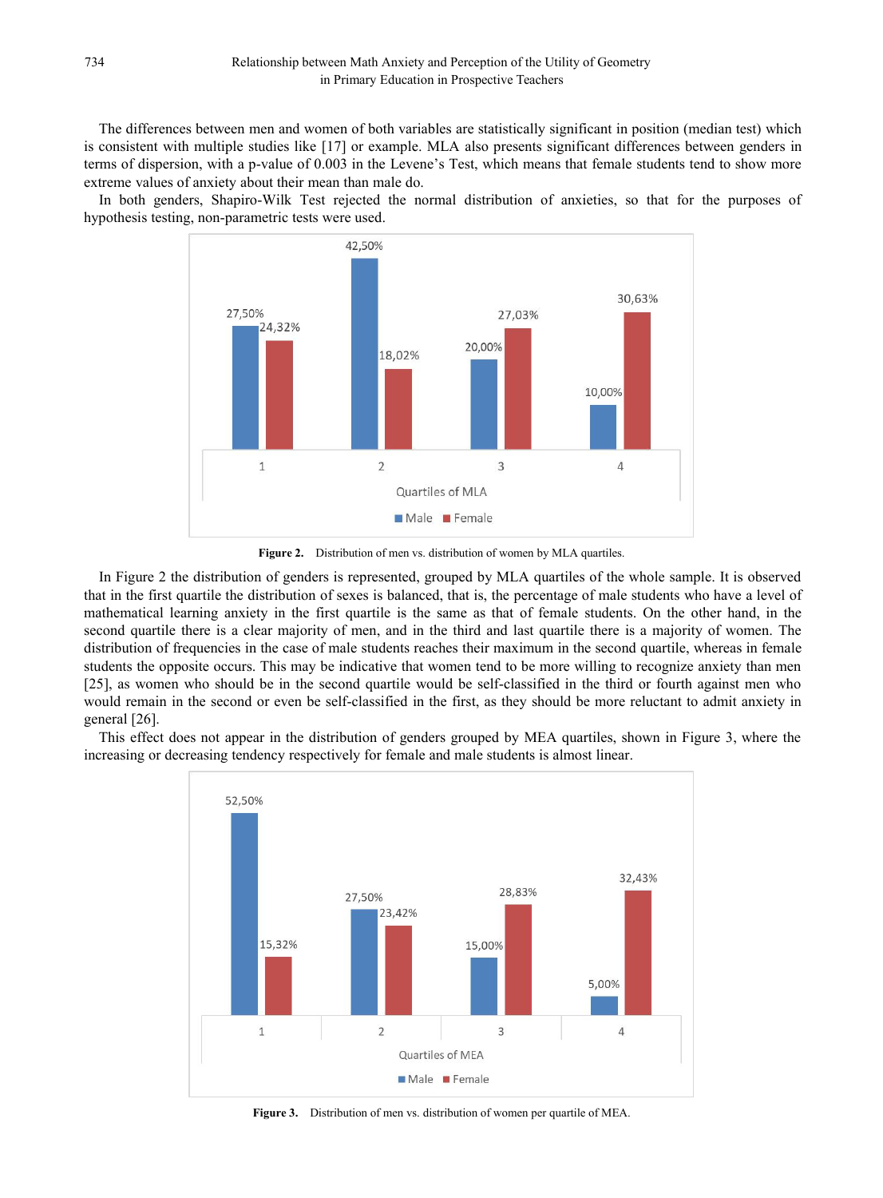The differences between men and women of both variables are statistically significant in position (median test) which is consistent with multiple studies like [17] or example. MLA also presents significant differences between genders in terms of dispersion, with a p-value of 0.003 in the Levene's Test, which means that female students tend to show more extreme values of anxiety about their mean than male do.

In both genders, Shapiro-Wilk Test rejected the normal distribution of anxieties, so that for the purposes of hypothesis testing, non-parametric tests were used.

**Figure 2.** Distribution of men vs. distribution of women by MLA quartiles.

In Figure 2 the distribution of genders is represented, grouped by MLA quartiles of the whole sample. It is observed that in the first quartile the distribution of sexes is balanced, that is, the percentage of male students who have a level of mathematical learning anxiety in the first quartile is the same as that of female students. On the other hand, in the second quartile there is a clear majority of men, and in the third and last quartile there is a majority of women. The distribution of frequencies in the case of male students reaches their maximum in the second quartile, whereas in female students the opposite occurs. This may be indicative that women tend to be more willing to recognize anxiety than men [25], as women who should be in the second quartile would be self-classified in the third or fourth against men who would remain in the second or even be self-classified in the first, as they should be more reluctant to admit anxiety in general [26].

This effect does not appear in the distribution of genders grouped by MEA quartiles, shown in Figure 3, where the increasing or decreasing tendency respectively for female and male students is almost linear.

**Figure 3.** Distribution of men vs. distribution of women per quartile of MEA.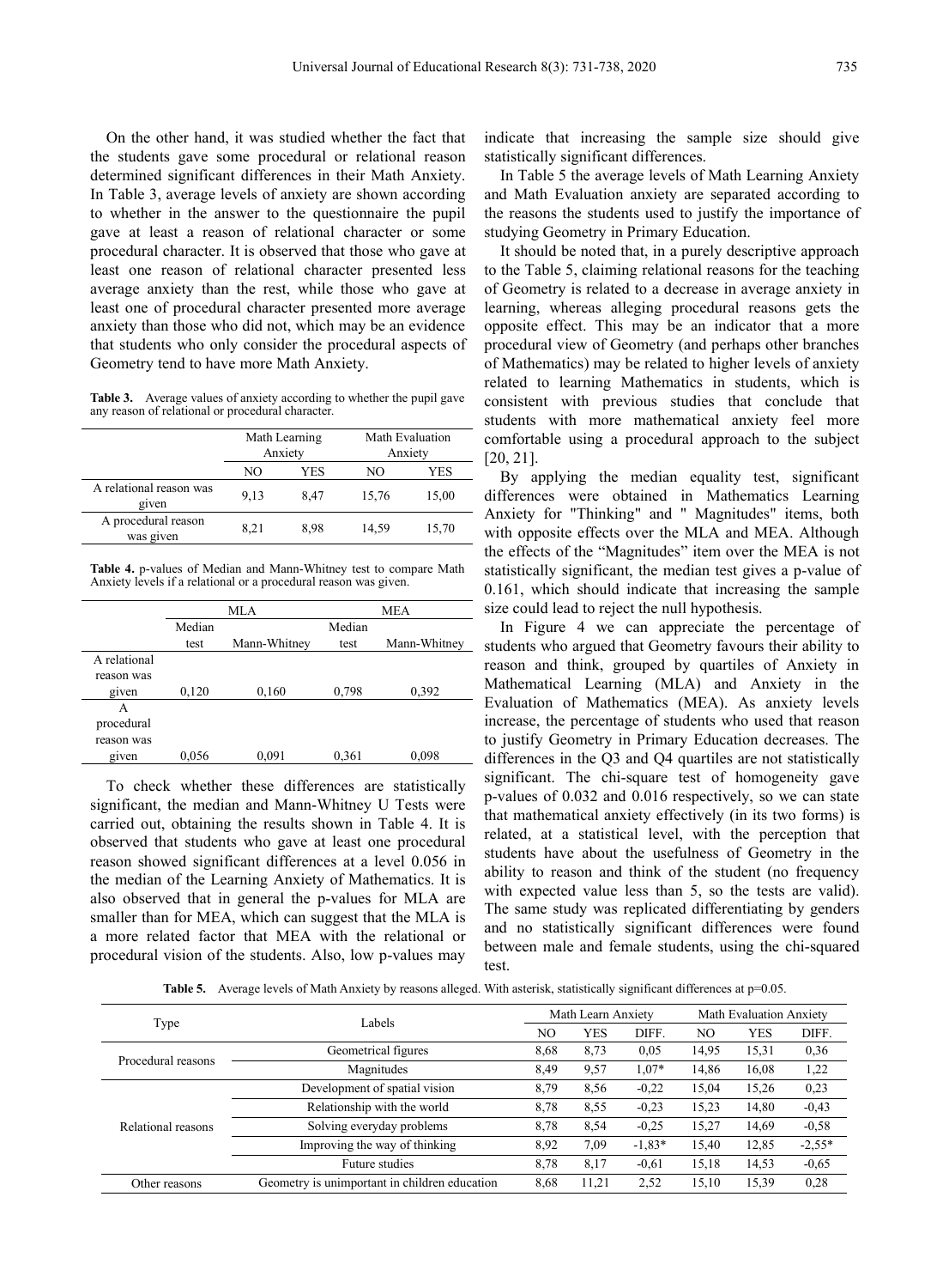On the other hand, it was studied whether the fact that the students gave some procedural or relational reason determined significant differences in their Math Anxiety. In Table 3, average levels of anxiety are shown according to whether in the answer to the questionnaire the pupil gave at least a reason of relational character or some procedural character. It is observed that those who gave at least one reason of relational character presented less average anxiety than the rest, while those who gave at least one of procedural character presented more average anxiety than those who did not, which may be an evidence that students who only consider the procedural aspects of Geometry tend to have more Math Anxiety.

**Table 3.** Average values of anxiety according to whether the pupil gave any reason of relational or procedural character.

| | Math Learning Anxiety | | Math Evaluation Anxiety | |
|---|---|---|---|---|
| | NO | YES | NO | YES |
| A relational reason was given | 9,13 | 8,47 | 15,76 | 15,00 |
| A procedural reason was given | 8,21 | 8,98 | 14,59 | 15,70 |

**Table 4.** p-values of Median and Mann-Whitney test to compare Math Anxiety levels if a relational or a procedural reason was given.

| | MLA | | MEA | |
|---|---|---|---|---|
| | Median test | Mann-Whitney | Median test | Mann-Whitney |
| A relational reason was given | 0,120 | 0,160 | 0,798 | 0,392 |
| A procedural reason was given | 0,056 | 0,091 | 0,361 | 0,098 |

To check whether these differences are statistically significant, the median and Mann-Whitney U Tests were carried out, obtaining the results shown in Table 4. It is observed that students who gave at least one procedural reason showed significant differences at a level 0.056 in the median of the Learning Anxiety of Mathematics. It is also observed that in general the p-values for MLA are smaller than for MEA, which can suggest that the MLA is a more related factor that MEA with the relational or procedural vision of the students. Also, low p-values may indicate that increasing the sample size should give statistically significant differences.

In Table 5 the average levels of Math Learning Anxiety and Math Evaluation anxiety are separated according to the reasons the students used to justify the importance of studying Geometry in Primary Education.

It should be noted that, in a purely descriptive approach to the Table 5, claiming relational reasons for the teaching of Geometry is related to a decrease in average anxiety in learning, whereas alleging procedural reasons gets the opposite effect. This may be an indicator that a more procedural view of Geometry (and perhaps other branches of Mathematics) may be related to higher levels of anxiety related to learning Mathematics in students, which is consistent with previous studies that conclude that students with more mathematical anxiety feel more comfortable using a procedural approach to the subject [20, 21].

By applying the median equality test, significant differences were obtained in Mathematics Learning Anxiety for "Thinking" and " Magnitudes" items, both with opposite effects over the MLA and MEA. Although the effects of the "Magnitudes" item over the MEA is not statistically significant, the median test gives a p-value of 0.161, which should indicate that increasing the sample size could lead to reject the null hypothesis.

In Figure 4 we can appreciate the percentage of students who argued that Geometry favours their ability to reason and think, grouped by quartiles of Anxiety in Mathematical Learning (MLA) and Anxiety in the Evaluation of Mathematics (MEA). As anxiety levels increase, the percentage of students who used that reason to justify Geometry in Primary Education decreases. The differences in the Q3 and Q4 quartiles are not statistically significant. The chi-square test of homogeneity gave p-values of 0.032 and 0.016 respectively, so we can state that mathematical anxiety effectively (in its two forms) is related, at a statistical level, with the perception that students have about the usefulness of Geometry in the ability to reason and think of the student (no frequency with expected value less than 5, so the tests are valid). The same study was replicated differentiating by genders and no statistically significant differences were found between male and female students, using the chi-squared test.

**Table 5.** Average levels of Math Anxiety by reasons alleged. With asterisk, statistically significant differences at p=0.05.

| Type | Labels | Math Learn Anxiety | | | Math Evaluation Anxiety | | |
|---|---|---|---|---|---|---|---|
| | | NO | YES | DIFF. | NO | YES | DIFF. |
| Procedural reasons | Geometrical figures | 8,68 | 8,73 | 0,05 | 14,95 | 15,31 | 0,36 |
| | Magnitudes | 8,49 | 9,57 | 1,07* | 14,86 | 16,08 | 1,22 |
| Relational reasons | Development of spatial vision | 8,79 | 8,56 | -0,22 | 15,04 | 15,26 | 0,23 |
| | Relationship with the world | 8,78 | 8,55 | -0,23 | 15,23 | 14,80 | -0,43 |
| | Solving everyday problems | 8,78 | 8,54 | -0,25 | 15,27 | 14,69 | -0,58 |
| | Improving the way of thinking | 8,92 | 7,09 | -1,83* | 15,40 | 12,85 | -2,55* |
| | Future studies | 8,78 | 8,17 | -0,61 | 15,18 | 14,53 | -0,65 |
| Other reasons | Geometry is unimportant in children education | 8,68 | 11,21 | 2,52 | 15,10 | 15,39 | 0,28 |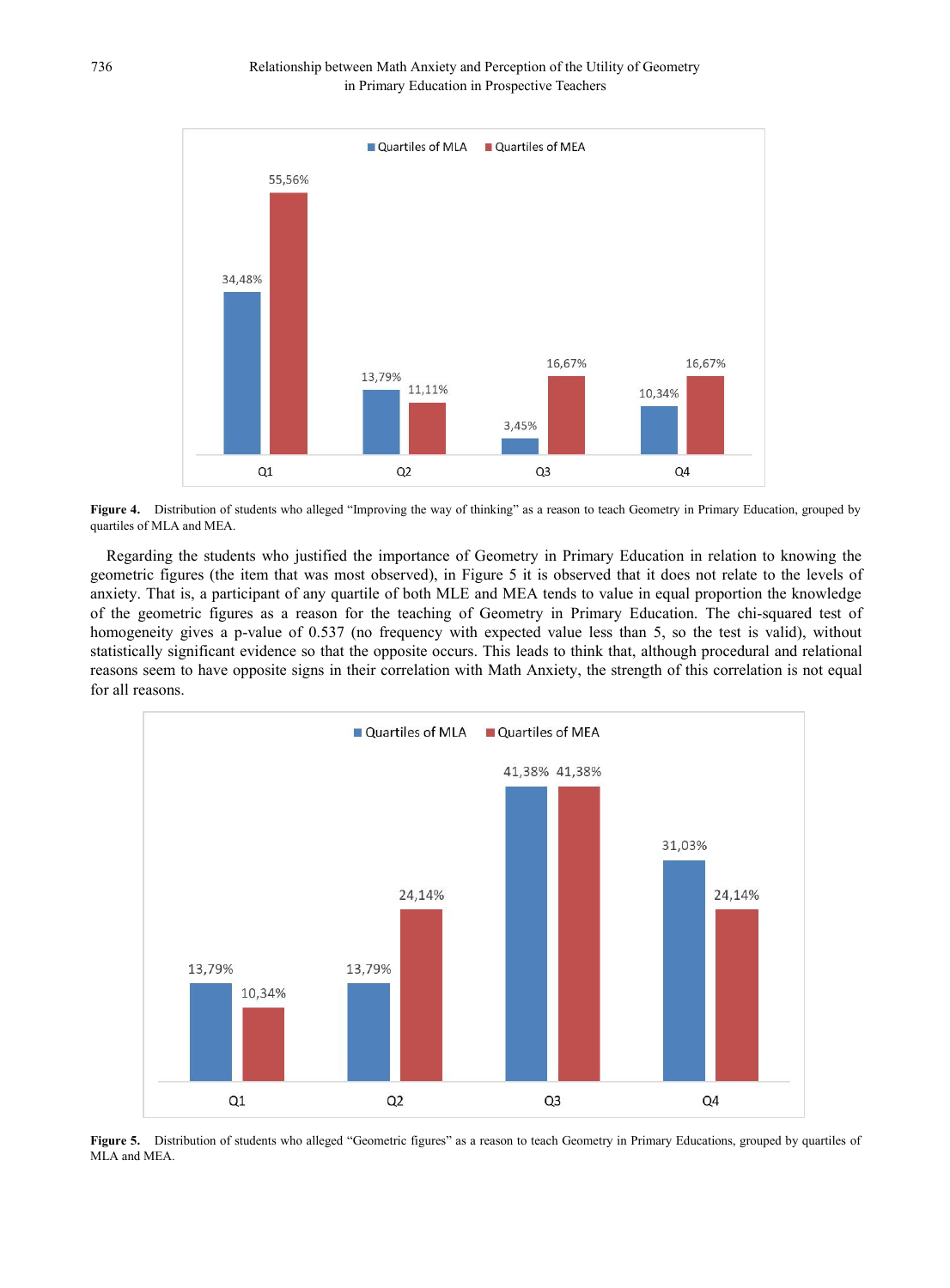**Figure 4.** Distribution of students who alleged "Improving the way of thinking" as a reason to teach Geometry in Primary Education, grouped by quartiles of MLA and MEA.

Regarding the students who justified the importance of Geometry in Primary Education in relation to knowing the geometric figures (the item that was most observed), in Figure 5 it is observed that it does not relate to the levels of anxiety. That is, a participant of any quartile of both MLE and MEA tends to value in equal proportion the knowledge of the geometric figures as a reason for the teaching of Geometry in Primary Education. The chi-squared test of homogeneity gives a p-value of 0.537 (no frequency with expected value less than 5, so the test is valid), without statistically significant evidence so that the opposite occurs. This leads to think that, although procedural and relational reasons seem to have opposite signs in their correlation with Math Anxiety, the strength of this correlation is not equal for all reasons.

**Figure 5.** Distribution of students who alleged "Geometric figures" as a reason to teach Geometry in Primary Educations, grouped by quartiles of MLA and MEA.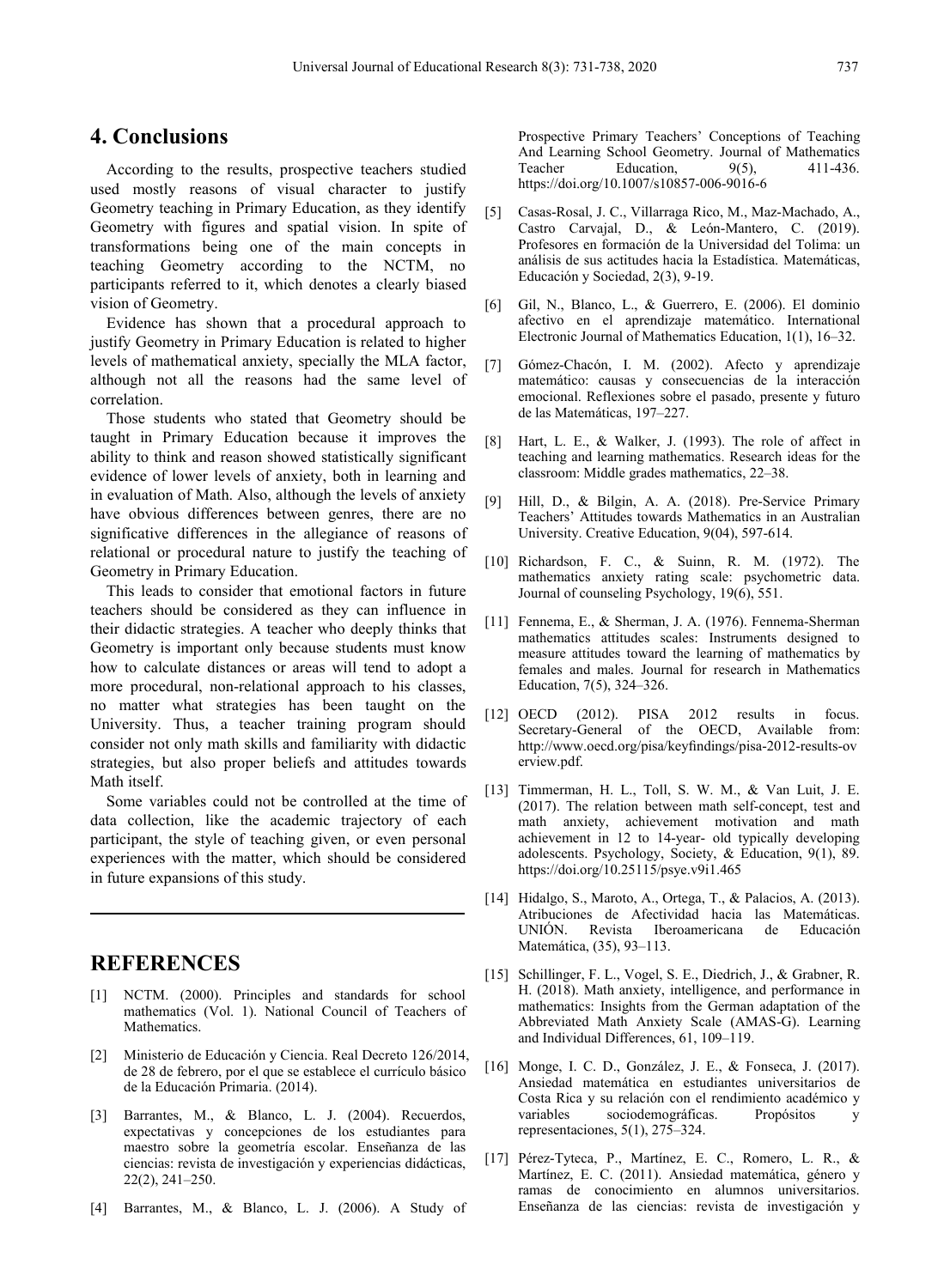## 4. Conclusions

According to the results, prospective teachers studied used mostly reasons of visual character to justify Geometry teaching in Primary Education, as they identify Geometry with figures and spatial vision. In spite of transformations being one of the main concepts in teaching Geometry according to the NCTM, no participants referred to it, which denotes a clearly biased vision of Geometry.

Evidence has shown that a procedural approach to justify Geometry in Primary Education is related to higher levels of mathematical anxiety, specially the MLA factor, although not all the reasons had the same level of correlation.

Those students who stated that Geometry should be taught in Primary Education because it improves the ability to think and reason showed statistically significant evidence of lower levels of anxiety, both in learning and in evaluation of Math. Also, although the levels of anxiety have obvious differences between genres, there are no significative differences in the allegiance of reasons of relational or procedural nature to justify the teaching of Geometry in Primary Education.

This leads to consider that emotional factors in future teachers should be considered as they can influence in their didactic strategies. A teacher who deeply thinks that Geometry is important only because students must know how to calculate distances or areas will tend to adopt a more procedural, non-relational approach to his classes, no matter what strategies has been taught on the University. Thus, a teacher training program should consider not only math skills and familiarity with didactic strategies, but also proper beliefs and attitudes towards Math itself.

Some variables could not be controlled at the time of data collection, like the academic trajectory of each participant, the style of teaching given, or even personal experiences with the matter, which should be considered in future expansions of this study.

## REFERENCES

[1] NCTM. (2000). Principles and standards for school mathematics (Vol. 1). National Council of Teachers of Mathematics.

[2] Ministerio de Educación y Ciencia. Real Decreto 126/2014, de 28 de febrero, por el que se establece el currículo básico de la Educación Primaria. (2014).

[3] Barrantes, M., & Blanco, L. J. (2004). Recuerdos, expectativas y concepciones de los estudiantes para maestro sobre la geometría escolar. Enseñanza de las ciencias: revista de investigación y experiencias didácticas, 22(2), 241–250.

[4] Barrantes, M., & Blanco, L. J. (2006). A Study of Prospective Primary Teachers' Conceptions of Teaching And Learning School Geometry. Journal of Mathematics Teacher Education, 9(5), 411-436. https://doi.org/10.1007/s10857-006-9016-6

[5] Casas-Rosal, J. C., Villarraga Rico, M., Maz-Machado, A., Castro Carvajal, D., & León-Mantero, C. (2019). Profesores en formación de la Universidad del Tolima: un análisis de sus actitudes hacia la Estadística. Matemáticas, Educación y Sociedad, 2(3), 9-19.

[6] Gil, N., Blanco, L., & Guerrero, E. (2006). El dominio afectivo en el aprendizaje matemático. International Electronic Journal of Mathematics Education, 1(1), 16–32.

[7] Gómez-Chacón, I. M. (2002). Afecto y aprendizaje matemático: causas y consecuencias de la interacción emocional. Reflexiones sobre el pasado, presente y futuro de las Matemáticas, 197–227.

[8] Hart, L. E., & Walker, J. (1993). The role of affect in teaching and learning mathematics. Research ideas for the classroom: Middle grades mathematics, 22–38.

[9] Hill, D., & Bilgin, A. A. (2018). Pre-Service Primary Teachers' Attitudes towards Mathematics in an Australian University. Creative Education, 9(04), 597-614.

[10] Richardson, F. C., & Suinn, R. M. (1972). The mathematics anxiety rating scale: psychometric data. Journal of counseling Psychology, 19(6), 551.

[11] Fennema, E., & Sherman, J. A. (1976). Fennema-Sherman mathematics attitudes scales: Instruments designed to measure attitudes toward the learning of mathematics by females and males. Journal for research in Mathematics Education, 7(5), 324–326.

[12] OECD (2012). PISA 2012 results in focus. Secretary-General of the OECD, Available from: http://www.oecd.org/pisa/keyfindings/pisa-2012-results-overview.pdf.

[13] Timmerman, H. L., Toll, S. W. M., & Van Luit, J. E. (2017). The relation between math self-concept, test and math anxiety, achievement motivation and math achievement in 12 to 14-year- old typically developing adolescents. Psychology, Society, & Education, 9(1), 89. https://doi.org/10.25115/psye.v9i1.465

[14] Hidalgo, S., Maroto, A., Ortega, T., & Palacios, A. (2013). Atribuciones de Afectividad hacia las Matemáticas. UNIÓN. Revista Iberoamericana de Educación Matemática, (35), 93–113.

[15] Schillinger, F. L., Vogel, S. E., Diedrich, J., & Grabner, R. H. (2018). Math anxiety, intelligence, and performance in mathematics: Insights from the German adaptation of the Abbreviated Math Anxiety Scale (AMAS-G). Learning and Individual Differences, 61, 109–119.

[16] Monge, I. C. D., González, J. E., & Fonseca, J. (2017). Ansiedad matemática en estudiantes universitarios de Costa Rica y su relación con el rendimiento académico y variables sociodemográficas. Propósitos y representaciones, 5(1), 275–324.

[17] Pérez-Tyteca, P., Martínez, E. C., Romero, L. R., & Martínez, E. C. (2011). Ansiedad matemática, género y ramas de conocimiento en alumnos universitarios. Enseñanza de las ciencias: revista de investigación y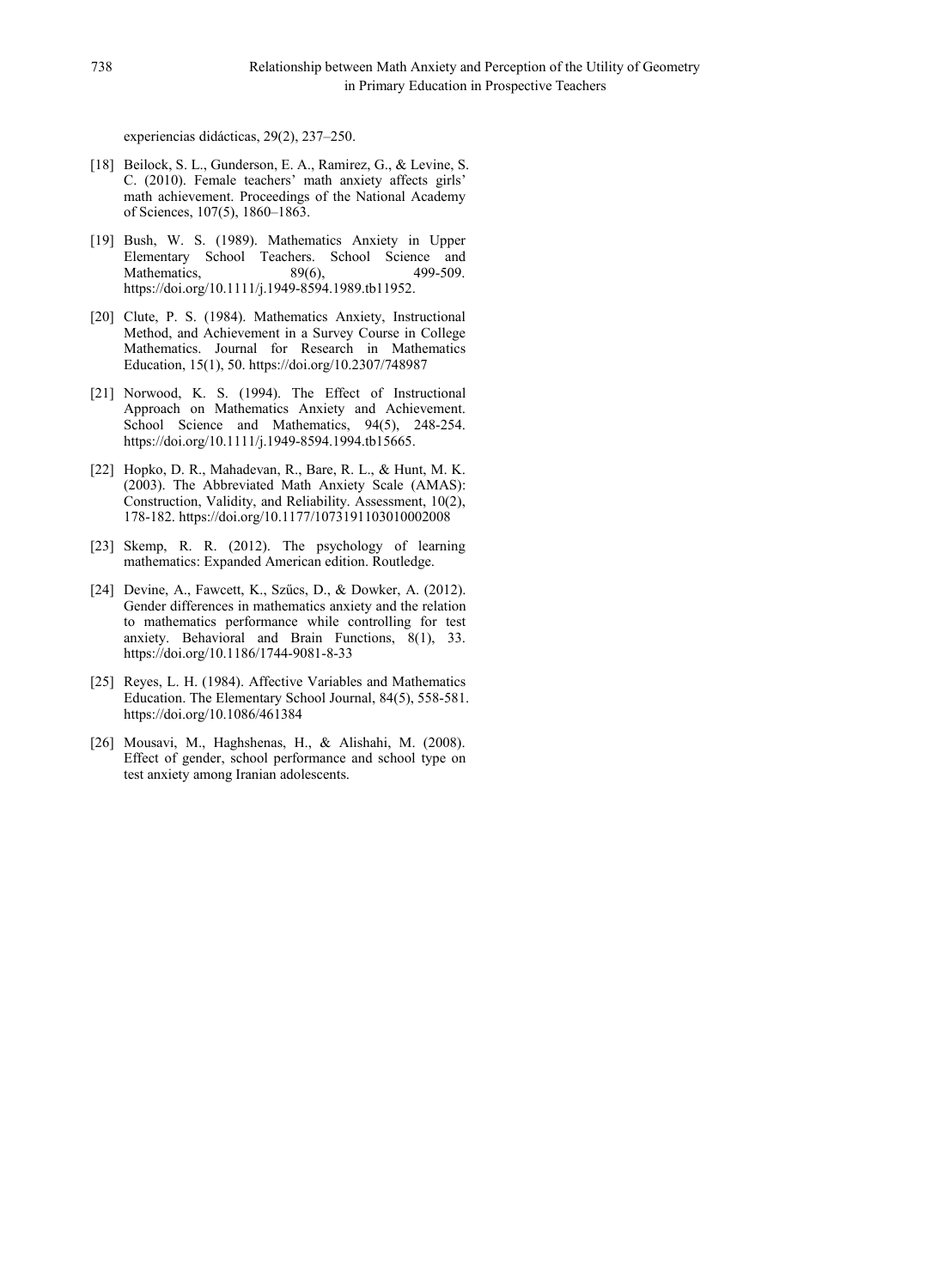experiencias didácticas, 29(2), 237–250.

[18] Beilock, S. L., Gunderson, E. A., Ramirez, G., & Levine, S. C. (2010). Female teachers' math anxiety affects girls' math achievement. Proceedings of the National Academy of Sciences, 107(5), 1860–1863.

[19] Bush, W. S. (1989). Mathematics Anxiety in Upper Elementary School Teachers. School Science and Mathematics, 89(6), 499-509. https://doi.org/10.1111/j.1949-8594.1989.tb11952.

[20] Clute, P. S. (1984). Mathematics Anxiety, Instructional Method, and Achievement in a Survey Course in College Mathematics. Journal for Research in Mathematics Education, 15(1), 50. https://doi.org/10.2307/748987

[21] Norwood, K. S. (1994). The Effect of Instructional Approach on Mathematics Anxiety and Achievement. School Science and Mathematics, 94(5), 248-254. https://doi.org/10.1111/j.1949-8594.1994.tb15665.

[22] Hopko, D. R., Mahadevan, R., Bare, R. L., & Hunt, M. K. (2003). The Abbreviated Math Anxiety Scale (AMAS): Construction, Validity, and Reliability. Assessment, 10(2), 178-182. https://doi.org/10.1177/1073191103010002008

[23] Skemp, R. R. (2012). The psychology of learning mathematics: Expanded American edition. Routledge.

[24] Devine, A., Fawcett, K., Szűcs, D., & Dowker, A. (2012). Gender differences in mathematics anxiety and the relation to mathematics performance while controlling for test anxiety. Behavioral and Brain Functions, 8(1), 33. https://doi.org/10.1186/1744-9081-8-33

[25] Reyes, L. H. (1984). Affective Variables and Mathematics Education. The Elementary School Journal, 84(5), 558-581. https://doi.org/10.1086/461384

[26] Mousavi, M., Haghshenas, H., & Alishahi, M. (2008). Effect of gender, school performance and school type on test anxiety among Iranian adolescents.